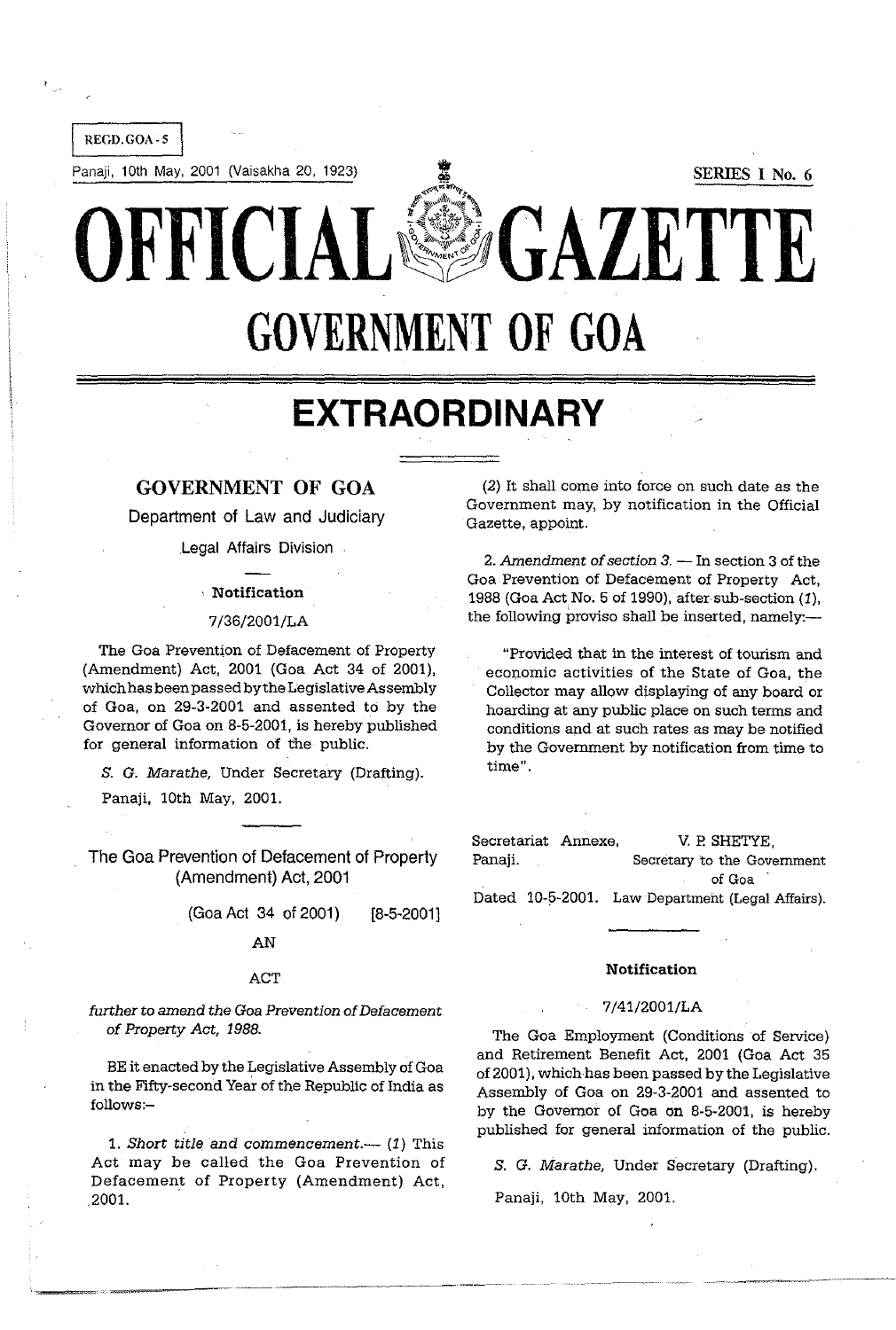REGD. GOA - 5

Panaji, 10th May, 2001 (Vaisakha 20, 1923)

SERIES I No. 6

# OFFICIAL GAZETTE

# GOVERNMENT OF GOA

# EXTRAORDINARY

## GOVERNMENT OF GOA

Department of Law and Judiciary

Legal Affairs Division

### Notification

7/36/2001/LA

The Goa Prevention of Defacement of Property (Amendment) Act, 2001 (Goa Act 34 of 2001), which has been passed by the Legislative Assembly of Goa, on 29-3-2001 and assented to by the Governor of Goa on 8-5-2001, is hereby published for general information of the public.

*S. G. Marathe*, Under Secretary (Drafting).

Panaji, 10th May, 2001.

---

### The Goa Prevention of Defacement of Property (Amendment) Act, 2001

(Goa Act 34 of 2001) [8-5-2001]

AN

ACT

*further to amend the Goa Prevention of Defacement of Property Act, 1988.*

BE it enacted by the Legislative Assembly of Goa in the Fifty-second Year of the Republic of India as follows:–

1. *Short title and commencement.*— (*1*) This Act may be called the Goa Prevention of Defacement of Property (Amendment) Act, 2001.

(*2*) It shall come into force on such date as the Government may, by notification in the Official Gazette, appoint.

2. *Amendment of section 3.* — In section 3 of the Goa Prevention of Defacement of Property Act, 1988 (Goa Act No. 5 of 1990), after sub-section (*1*), the following proviso shall be inserted, namely:—

"Provided that in the interest of tourism and economic activities of the State of Goa, the Collector may allow displaying of any board or hoarding at any public place on such terms and conditions and at such rates as may be notified by the Government by notification from time to time".

Secretariat Annexe, Panaji.

V. P. SHETYE,
Secretary to the Government of Goa
Law Department (Legal Affairs).

Dated 10-5-2001.

---

### Notification

7/41/2001/LA

The Goa Employment (Conditions of Service) and Retirement Benefit Act, 2001 (Goa Act 35 of 2001), which has been passed by the Legislative Assembly of Goa on 29-3-2001 and assented to by the Governor of Goa on 8-5-2001, is hereby published for general information of the public.

*S. G. Marathe*, Under Secretary (Drafting).

Panaji, 10th May, 2001.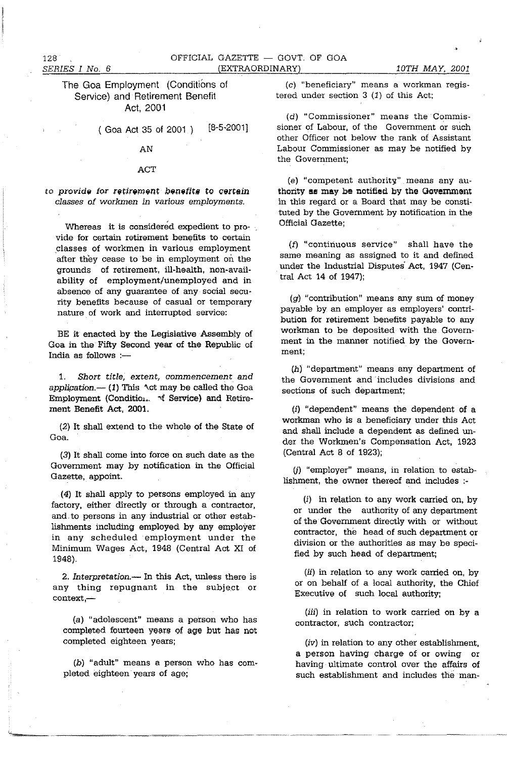# The Goa Employment (Conditions of Service) and Retirement Benefit Act, 2001

( Goa Act 35 of 2001 ) [8-5-2001]

AN

ACT

*to provide for retirement benefits to certain classes of workmen in various employments.*

Whereas it is considered expedient to provide for certain retirement benefits to certain classes of workmen in various employment after they cease to be in employment on the grounds of retirement, ill-health, non-availability of employment/unemployed and in absence of any guarantee of any social security benefits because of casual or temporary nature of work and interrupted service:

BE it enacted by the Legislative Assembly of Goa in the Fifty Second year of the Republic of India as follows :—

1. *Short title, extent, commencement and application.*— (*1*) This Act may be called the Goa Employment (Conditions of Service) and Retirement Benefit Act, 2001.

(*2*) It shall extend to the whole of the State of Goa.

(*3*) It shall come into force on such date as the Government may by notification in the Official Gazette, appoint.

(*4*) It shall apply to persons employed in any factory, either directly or through a contractor, and to persons in any industrial or other establishments including employed by any employer in any scheduled employment under the Minimum Wages Act, 1948 (Central Act XI of 1948).

2. *Interpretation.*— In this Act, unless there is any thing repugnant in the subject or context,—

(*a*) "adolescent" means a person who has completed fourteen years of age but has not completed eighteen years;

(*b*) "adult" means a person who has completed eighteen years of age;

(*c*) "beneficiary" means a workman registered under section 3 (*1*) of this Act;

(*d*) "Commissioner" means the Commissioner of Labour, of the Government or such other Officer not below the rank of Assistant Labour Commissioner as may be notified by the Government;

(*e*) "competent authority" means any authority as may be notified by the Government in this regard or a Board that may be constituted by the Government by notification in the Official Gazette;

(*f*) "continuous service" shall have the same meaning as assigned to it and defined under the Industrial Disputes Act, 1947 (Central Act 14 of 1947);

(*g*) "contribution" means any sum of money payable by an employer as employers' contribution for retirement benefits payable to any workman to be deposited with the Government in the manner notified by the Government;

(*h*) "department" means any department of the Government and includes divisions and sections of such department;

(*i*) "dependent" means the dependent of a workman who is a beneficiary under this Act and shall include a dependent as defined under the Workmen's Compensation Act, 1923 (Central Act 8 of 1923);

(*j*) "employer" means, in relation to establishment, the owner thereof and includes :-

(*i*) in relation to any work carried on, by or under the authority of any department of the Government directly with or without contractor, the head of such department or division or the authorities as may be specified by such head of department;

(*ii*) in relation to any work carried on, by or on behalf of a local authority, the Chief Executive of such local authority;

(*iii*) in relation to work carried on by a contractor, such contractor;

(*iv*) in relation to any other establishment, a person having charge of or owing or having ultimate control over the affairs of such establishment and includes the man-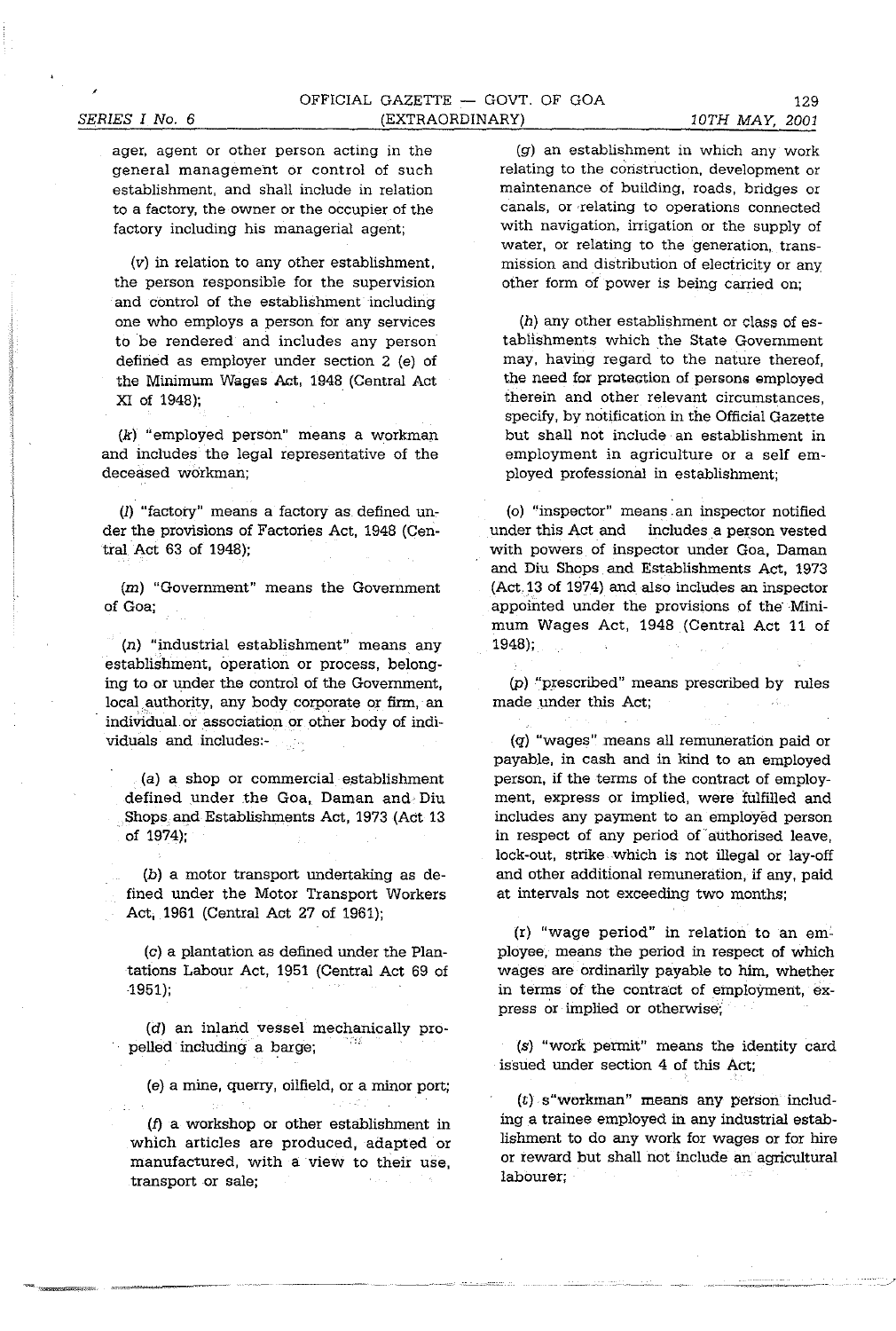ager, agent or other person acting in the general management or control of such establishment, and shall include in relation to a factory, the owner or the occupier of the factory including his managerial agent;

(v) in relation to any other establishment, the person responsible for the supervision and control of the establishment including one who employs a person for any services to be rendered and includes any person defined as employer under section 2 (e) of the Minimum Wages Act, 1948 (Central Act XI of 1948);

(k) "employed person" means a workman and includes the legal representative of the deceased workman;

(l) "factory" means a factory as defined under the provisions of Factories Act, 1948 (Central Act 63 of 1948);

(m) "Government" means the Government of Goa;

(n) "industrial establishment" means any establishment, operation or process, belonging to or under the control of the Government, local authority, any body corporate or firm, an individual or association or other body of individuals and includes:-

(a) a shop or commercial establishment defined under the Goa, Daman and Diu Shops and Establishments Act, 1973 (Act 13 of 1974);

(b) a motor transport undertaking as defined under the Motor Transport Workers Act, 1961 (Central Act 27 of 1961);

(c) a plantation as defined under the Plantations Labour Act, 1951 (Central Act 69 of 1951);

(d) an inland vessel mechanically propelled including a barge;

(e) a mine, querry, oilfield, or a minor port;

(f) a workshop or other establishment in which articles are produced, adapted or manufactured, with a view to their use, transport or sale;

(g) an establishment in which any work relating to the construction, development or maintenance of building, roads, bridges or canals, or relating to operations connected with navigation, irrigation or the supply of water, or relating to the generation, transmission and distribution of electricity or any other form of power is being carried on;

(h) any other establishment or class of establishments which the State Government may, having regard to the nature thereof, the need for protection of persons employed therein and other relevant circumstances, specify, by notification in the Official Gazette but shall not include an establishment in employment in agriculture or a self employed professional in establishment;

(o) "inspector" means an inspector notified under this Act and includes a person vested with powers of inspector under Goa, Daman and Diu Shops and Establishments Act, 1973 (Act 13 of 1974) and also includes an inspector appointed under the provisions of the Minimum Wages Act, 1948 (Central Act 11 of 1948);

(p) "prescribed" means prescribed by rules made under this Act;

(q) "wages" means all remuneration paid or payable, in cash and in kind to an employed person, if the terms of the contract of employment, express or implied, were fulfilled and includes any payment to an employed person in respect of any period of authorised leave, lock-out, strike which is not illegal or lay-off and other additional remuneration, if any, paid at intervals not exceeding two months;

(r) "wage period" in relation to an employee, means the period in respect of which wages are ordinarily payable to him, whether in terms of the contract of employment, express or implied or otherwise;

(s) "work permit" means the identity card issued under section 4 of this Act;

(t) s"workman" means any person including a trainee employed in any industrial establishment to do any work for wages or for hire or reward but shall not include an agricultural labourer;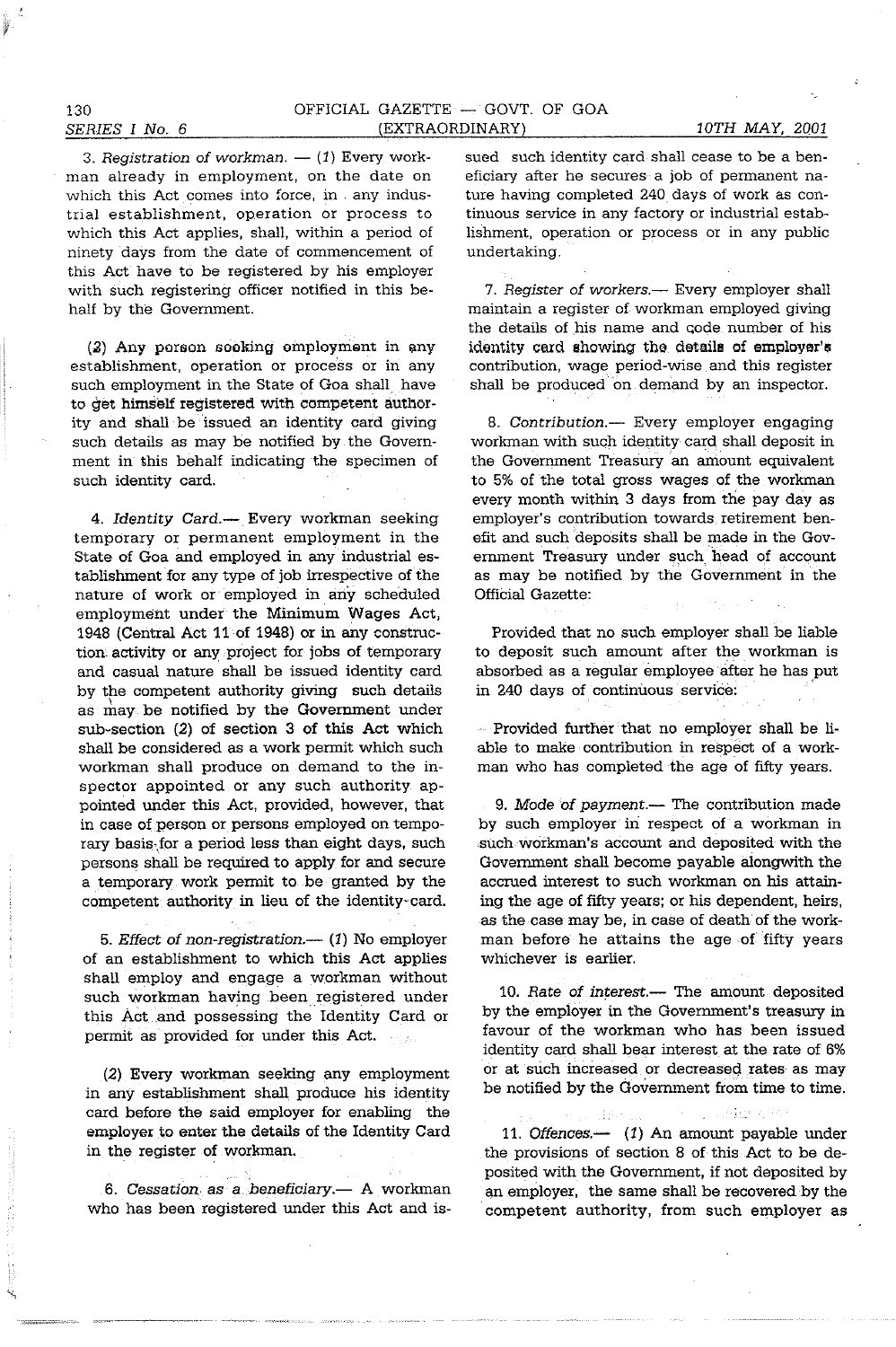3. *Registration of workman.* — (1) Every workman already in employment, on the date on which this Act comes into force, in any industrial establishment, operation or process to which this Act applies, shall, within a period of ninety days from the date of commencement of this Act have to be registered by his employer with such registering officer notified in this behalf by the Government.

(2) Any person seeking employment in any establishment, operation or process or in any such employment in the State of Goa shall have to get himself registered with competent authority and shall be issued an identity card giving such details as may be notified by the Government in this behalf indicating the specimen of such identity card.

4. *Identity Card.*— Every workman seeking temporary or permanent employment in the State of Goa and employed in any industrial establishment for any type of job irrespective of the nature of work or employed in any scheduled employment under the Minimum Wages Act, 1948 (Central Act 11 of 1948) or in any construction activity or any project for jobs of temporary and casual nature shall be issued identity card by the competent authority giving such details as may be notified by the Government under sub-section (2) of section 3 of this Act which shall be considered as a work permit which such workman shall produce on demand to the inspector appointed or any such authority appointed under this Act, provided, however, that in case of person or persons employed on temporary basis for a period less than eight days, such persons shall be required to apply for and secure a temporary work permit to be granted by the competent authority in lieu of the identity card.

5. *Effect of non-registration.*— (1) No employer of an establishment to which this Act applies shall employ and engage a workman without such workman having been registered under this Act and possessing the Identity Card or permit as provided for under this Act.

(2) Every workman seeking any employment in any establishment shall produce his identity card before the said employer for enabling the employer to enter the details of the Identity Card in the register of workman.

6. *Cessation as a beneficiary.*— A workman who has been registered under this Act and issued such identity card shall cease to be a beneficiary after he secures a job of permanent nature having completed 240 days of work as continuous service in any factory or industrial establishment, operation or process or in any public undertaking.

7. *Register of workers.*— Every employer shall maintain a register of workman employed giving the details of his name and code number of his identity card showing the details of employer's contribution, wage period-wise and this register shall be produced on demand by an inspector.

8. *Contribution.*— Every employer engaging workman with such identity card shall deposit in the Government Treasury an amount equivalent to 5% of the total gross wages of the workman every month within 3 days from the pay day as employer's contribution towards retirement benefit and such deposits shall be made in the Government Treasury under such head of account as may be notified by the Government in the Official Gazette:

Provided that no such employer shall be liable to deposit such amount after the workman is absorbed as a regular employee after he has put in 240 days of continuous service:

Provided further that no employer shall be liable to make contribution in respect of a workman who has completed the age of fifty years.

9. *Mode of payment.*— The contribution made by such employer in respect of a workman in such workman's account and deposited with the Government shall become payable alongwith the accrued interest to such workman on his attaining the age of fifty years; or his dependent, heirs, as the case may be, in case of death of the workman before he attains the age of fifty years whichever is earlier.

10. *Rate of interest.*— The amount deposited by the employer in the Government's treasury in favour of the workman who has been issued identity card shall bear interest at the rate of 6% or at such increased or decreased rates as may be notified by the Government from time to time.

11. *Offences.*— (1) An amount payable under the provisions of section 8 of this Act to be deposited with the Government, if not deposited by an employer, the same shall be recovered by the competent authority, from such employer as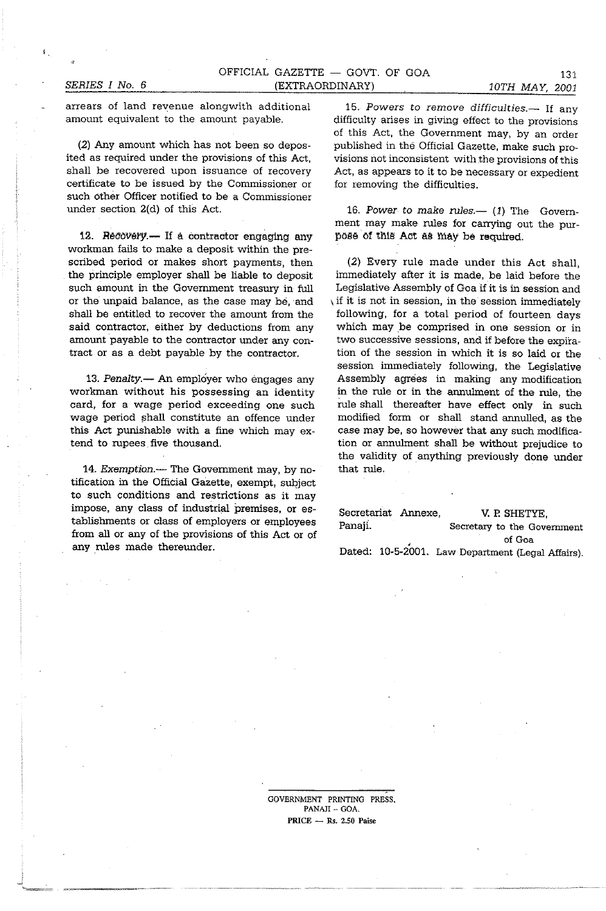arrears of land revenue alongwith additional amount equivalent to the amount payable.

(2) Any amount which has not been so deposited as required under the provisions of this Act, shall be recovered upon issuance of recovery certificate to be issued by the Commissioner or such other Officer notified to be a Commissioner under section 2(d) of this Act.

12. *Recovery.*— If a contractor engaging any workman fails to make a deposit within the prescribed period or makes short payments, then the principle employer shall be liable to deposit such amount in the Government treasury in full or the unpaid balance, as the case may be, and shall be entitled to recover the amount from the said contractor, either by deductions from any amount payable to the contractor under any contract or as a debt payable by the contractor.

13. *Penalty.*— An employer who engages any workman without his possessing an identity card, for a wage period exceeding one such wage period shall constitute an offence under this Act punishable with a fine which may extend to rupees five thousand.

14. *Exemption.*— The Government may, by notification in the Official Gazette, exempt, subject to such conditions and restrictions as it may impose, any class of industrial premises, or establishments or class of employers or employees from all or any of the provisions of this Act or of any rules made thereunder.

15. *Powers to remove difficulties.*— If any difficulty arises in giving effect to the provisions of this Act, the Government may, by an order published in the Official Gazette, make such provisions not inconsistent with the provisions of this Act, as appears to it to be necessary or expedient for removing the difficulties.

16. *Power to make rules.*— (1) The Government may make rules for carrying out the purpose of this Act as may be required.

(2) Every rule made under this Act shall, immediately after it is made, be laid before the Legislative Assembly of Goa if it is in session and if it is not in session, in the session immediately following, for a total period of fourteen days which may be comprised in one session or in two successive sessions, and if before the expiration of the session in which it is so laid or the session immediately following, the Legislative Assembly agrees in making any modification in the rule or in the annulment of the rule, the rule shall thereafter have effect only in such modified form or shall stand annulled, as the case may be, so however that any such modification or annulment shall be without prejudice to the validity of anything previously done under that rule.

Secretariat Annexe,
Panaji.

V. P. SHETYE,
Secretary to the Government of Goa
Law Department (Legal Affairs).

Dated: 10-5-2001.

GOVERNMENT PRINTING PRESS,
PANAJI – GOA.
**PRICE — Rs. 2.50 Paise**